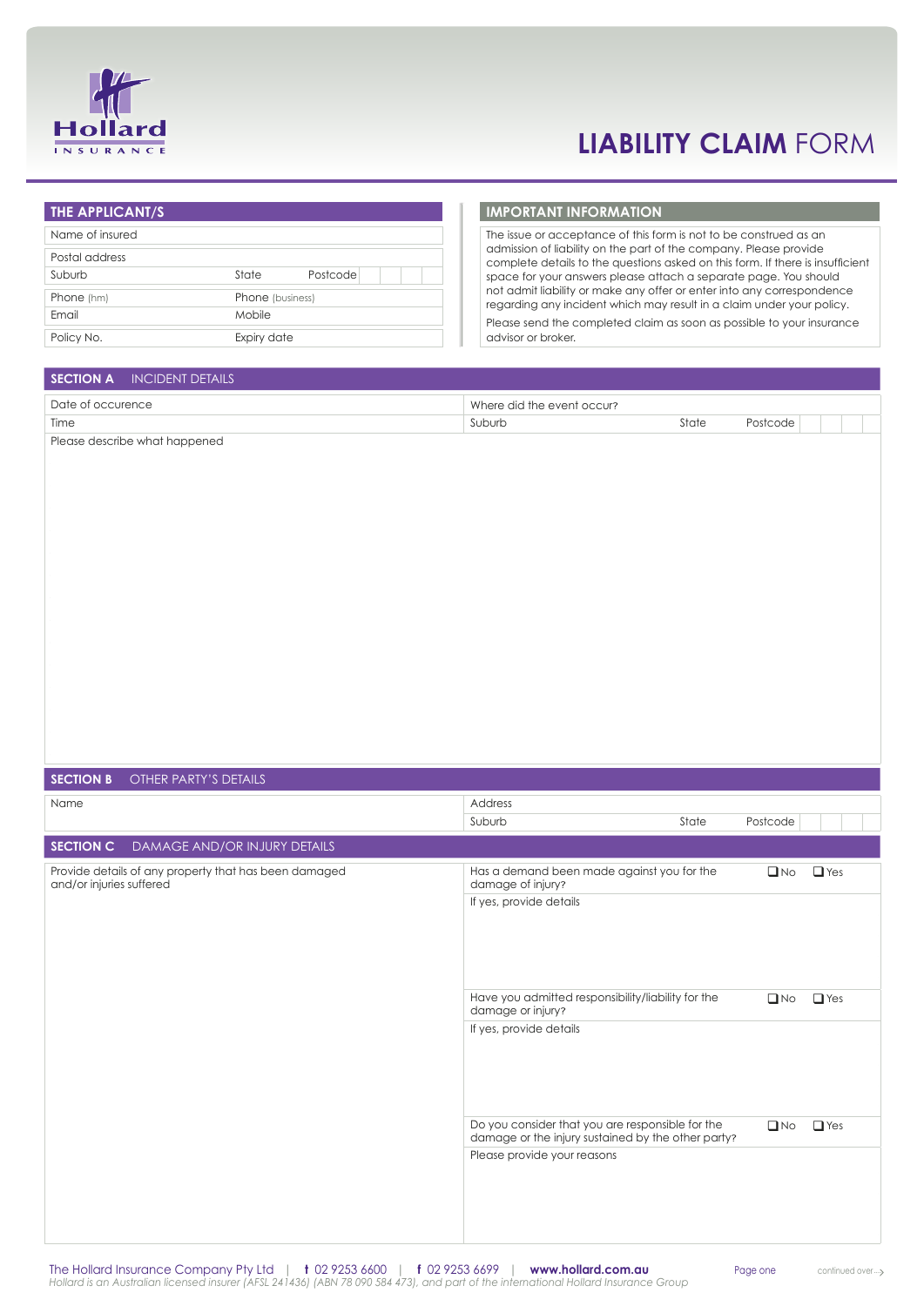# LIABILITY CLAIM FORM

## THE APPLICANT/S

| | |
|---|---|
| Name of insured | |
| Postal address | |
| Suburb | State Postcode |
| Phone (hm) | Phone (business) |
| Email | Mobile |
| Policy No. | Expiry date |

## IMPORTANT INFORMATION

The issue or acceptance of this form is not to be construed as an admission of liability on the part of the company. Please provide complete details to the questions asked on this form. If there is insufficient space for your answers please attach a separate page. You should not admit liability or make any offer or enter into any correspondence regarding any incident which may result in a claim under your policy.

Please send the completed claim as soon as possible to your insurance advisor or broker.

## SECTION A INCIDENT DETAILS

| | |
|---|---|
| Date of occurence | Where did the event occur? |
| Time | Suburb State Postcode |

Please describe what happened

## SECTION B OTHER PARTY'S DETAILS

| | |
|---|---|
| Name | Address |
| | Suburb State Postcode |

## SECTION C DAMAGE AND/OR INJURY DETAILS

Provide details of any property that has been damaged and/or injuries suffered

Has a demand been made against you for the damage of injury? ❑ No ❑ Yes

If yes, provide details

Have you admitted responsibility/liability for the damage or injury? ❑ No ❑ Yes

If yes, provide details

Do you consider that you are responsible for the damage or the injury sustained by the other party? ❑ No ❑ Yes

Please provide your reasons

The Hollard Insurance Company Pty Ltd | t 02 9253 6600 | f 02 9253 6699 | www.hollard.com.au

*Hollard is an Australian licensed insurer (AFSL 241436) (ABN 78 090 584 473), and part of the international Hollard Insurance Group*

continued over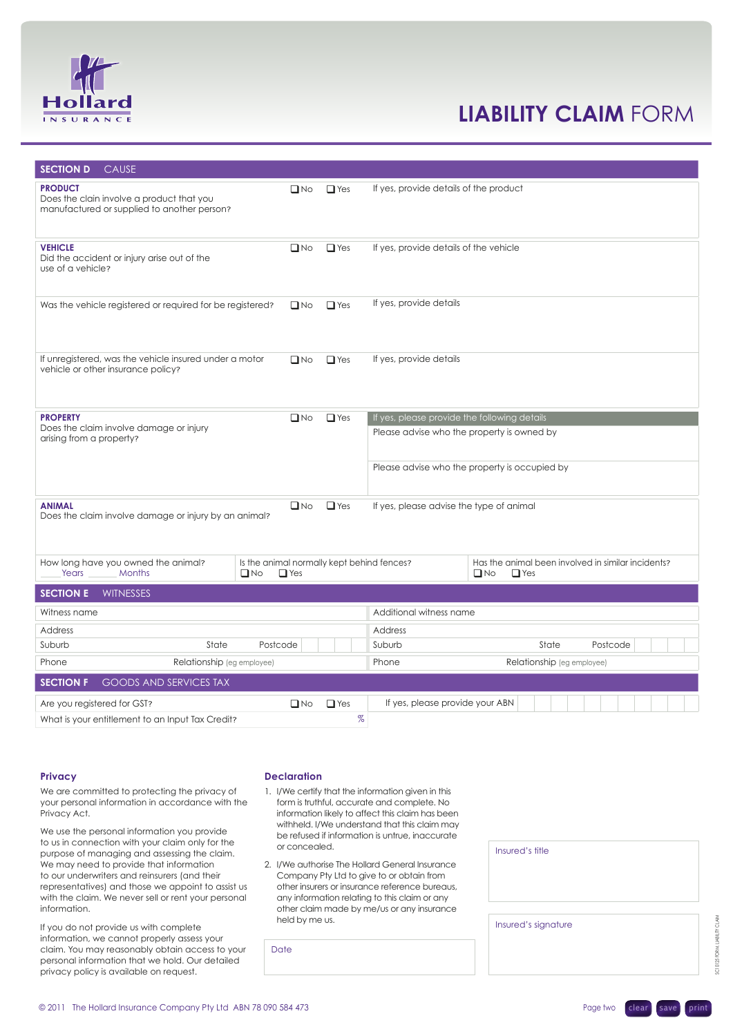Hollard INSURANCE

# LIABILITY CLAIM FORM

## SECTION D CAUSE

**PRODUCT**
Does the clain involve a product that you manufactured or supplied to another person? ❑ No ❑ Yes
If yes, provide details of the product

**VEHICLE**
Did the accident or injury arise out of the use of a vehicle? ❑ No ❑ Yes
If yes, provide details of the vehicle

Was the vehicle registered or required for be registered? ❑ No ❑ Yes
If yes, provide details

If unregistered, was the vehicle insured under a motor vehicle or other insurance policy? ❑ No ❑ Yes
If yes, provide details

**PROPERTY**
Does the claim involve damage or injury arising from a property? ❑ No ❑ Yes
If yes, please provide the following details
Please advise who the property is owned by
Please advise who the property is occupied by

**ANIMAL**
Does the claim involve damage or injury by an animal? ❑ No ❑ Yes
If yes, please advise the type of animal

| | | |
|---|---|---|
| How long have you owned the animal? _____ Years _____ Months | Is the animal normally kept behind fences? ❑ No ❑ Yes | Has the animal been involved in similar incidents? ❑ No ❑ Yes |

## SECTION E WITNESSES

| | |
|---|---|
| Witness name | Additional witness name |
| Address | Address |
| Suburb State Postcode | Suburb State Postcode |
| Phone Relationship (eg employee) | Phone Relationship (eg employee) |

## SECTION F GOODS AND SERVICES TAX

Are you registered for GST? ❑ No ❑ Yes
If yes, please provide your ABN

What is your entitlement to an Input Tax Credit? %

### Privacy

We are committed to protecting the privacy of your personal information in accordance with the Privacy Act.

We use the personal information you provide to us in connection with your claim only for the purpose of managing and assessing the claim. We may need to provide that information to our underwriters and reinsurers (and their representatives) and those we appoint to assist us with the claim. We never sell or rent your personal information.

If you do not provide us with complete information, we cannot properly assess your claim. You may reasonably obtain access to your personal information that we hold. Our detailed privacy policy is available on request.

### Declaration

1. I/We certify that the information given in this form is truthful, accurate and complete. No information likely to affect this claim has been withheld. I/We understand that this claim may be refused if information is untrue, inaccurate or concealed.
2. I/We authorise The Hollard General Insurance Company Pty Ltd to give to or obtain from other insurers or insurance reference bureaus, any information relating to this claim or any other claim made by me/us or any insurance held by me us.

Date

Insured's title

Insured's signature

SC 0125 FORM LIABILITY CLAIM

© 2011 The Hollard Insurance Company Pty Ltd ABN 78 090 584 473